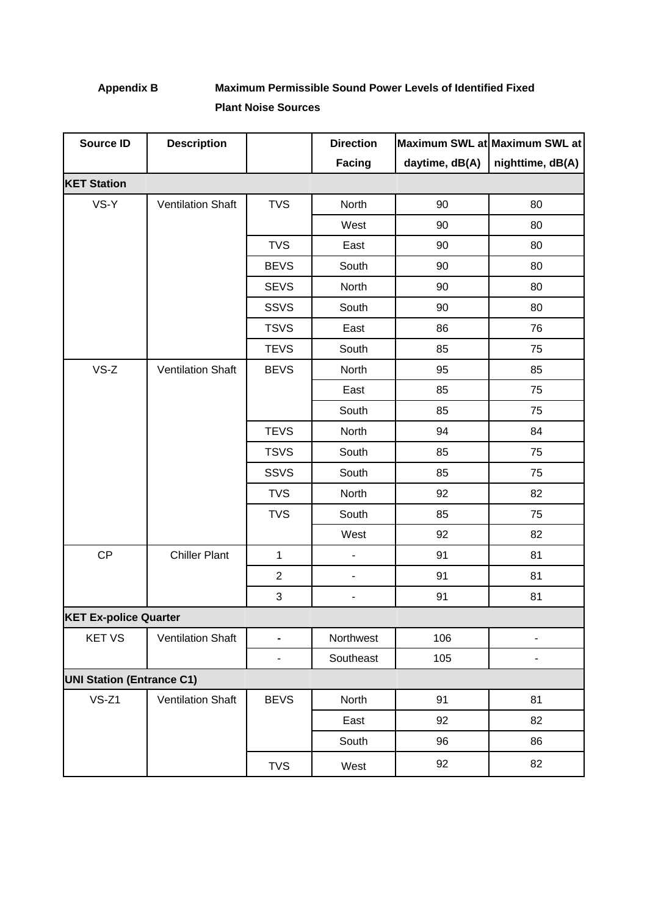**Appendix B Maximum Permissible Sound Power Levels of Identified Fixed Plant Noise Sources**

| Source ID | Description | | Direction Facing | Maximum SWL at daytime, dB(A) | Maximum SWL at nighttime, dB(A) |
|---|---|---|---|---|---|
| **KET Station** | | | | | |
| VS-Y | Ventilation Shaft | TVS | North | 90 | 80 |
| | | | West | 90 | 80 |
| | | TVS | East | 90 | 80 |
| | | BEVS | South | 90 | 80 |
| | | SEVS | North | 90 | 80 |
| | | SSVS | South | 90 | 80 |
| | | TSVS | East | 86 | 76 |
| | | TEVS | South | 85 | 75 |
| VS-Z | Ventilation Shaft | BEVS | North | 95 | 85 |
| | | | East | 85 | 75 |
| | | | South | 85 | 75 |
| | | TEVS | North | 94 | 84 |
| | | TSVS | South | 85 | 75 |
| | | SSVS | South | 85 | 75 |
| | | TVS | North | 92 | 82 |
| | | TVS | South | 85 | 75 |
| | | | West | 92 | 82 |
| CP | Chiller Plant | 1 | - | 91 | 81 |
| | | 2 | - | 91 | 81 |
| | | 3 | - | 91 | 81 |
| **KET Ex-police Quarter** | | | | | |
| KET VS | Ventilation Shaft | - | Northwest | 106 | - |
| | | - | Southeast | 105 | - |
| **UNI Station (Entrance C1)** | | | | | |
| VS-Z1 | Ventilation Shaft | BEVS | North | 91 | 81 |
| | | | East | 92 | 82 |
| | | | South | 96 | 86 |
| | | TVS | West | 92 | 82 |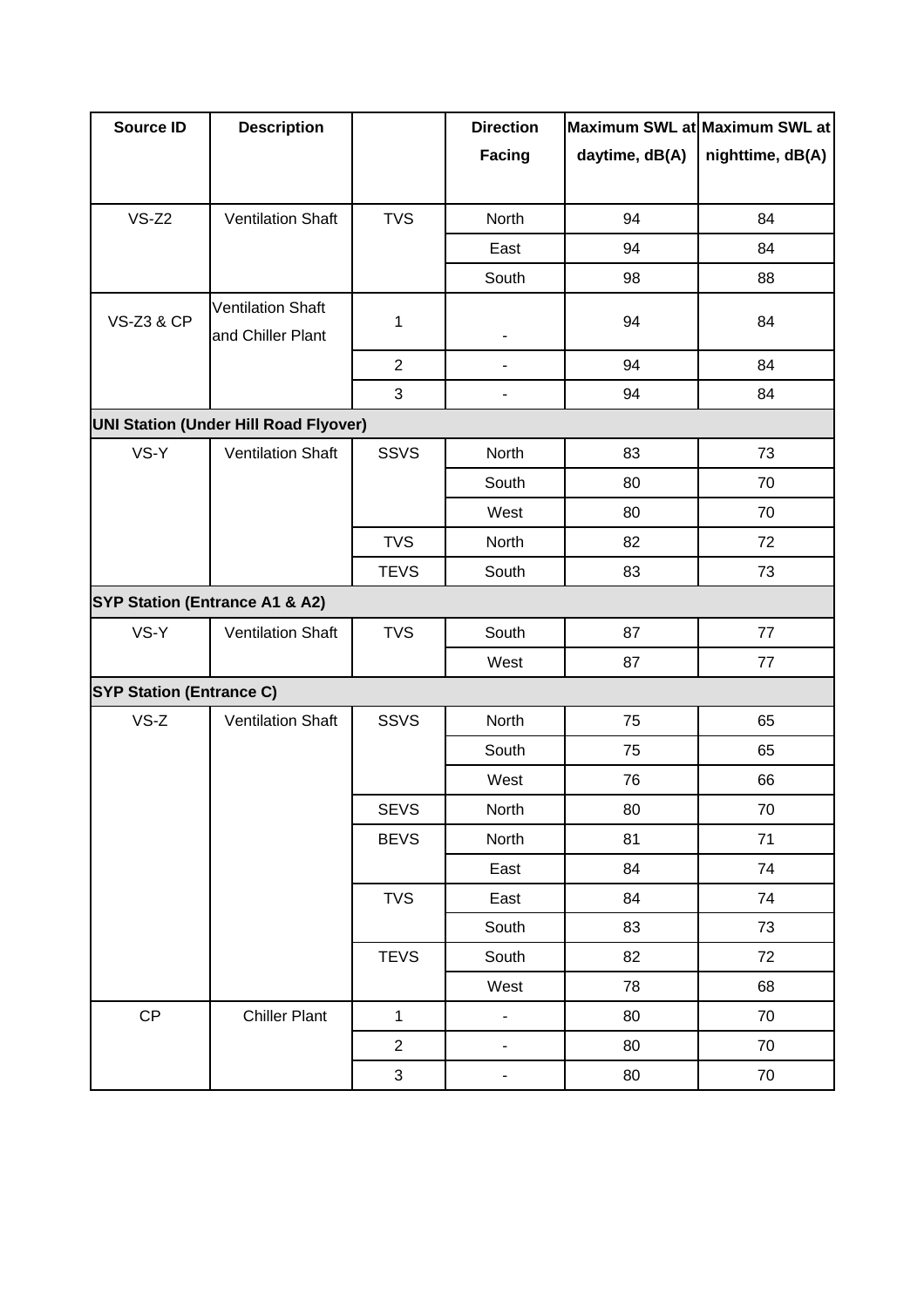| Source ID | Description | | Direction Facing | Maximum SWL at daytime, dB(A) | Maximum SWL at nighttime, dB(A) |
|---|---|---|---|---|---|
| VS-Z2 | Ventilation Shaft | TVS | North | 94 | 84 |
| | | | East | 94 | 84 |
| | | | South | 98 | 88 |
| VS-Z3 & CP | Ventilation Shaft and Chiller Plant | 1 | - | 94 | 84 |
| | | 2 | - | 94 | 84 |
| | | 3 | - | 94 | 84 |
| **UNI Station (Under Hill Road Flyover)** | | | | | |
| VS-Y | Ventilation Shaft | SSVS | North | 83 | 73 |
| | | | South | 80 | 70 |
| | | | West | 80 | 70 |
| | | TVS | North | 82 | 72 |
| | | TEVS | South | 83 | 73 |
| **SYP Station (Entrance A1 & A2)** | | | | | |
| VS-Y | Ventilation Shaft | TVS | South | 87 | 77 |
| | | | West | 87 | 77 |
| **SYP Station (Entrance C)** | | | | | |
| VS-Z | Ventilation Shaft | SSVS | North | 75 | 65 |
| | | | South | 75 | 65 |
| | | | West | 76 | 66 |
| | | SEVS | North | 80 | 70 |
| | | BEVS | North | 81 | 71 |
| | | | East | 84 | 74 |
| | | TVS | East | 84 | 74 |
| | | | South | 83 | 73 |
| | | TEVS | South | 82 | 72 |
| | | | West | 78 | 68 |
| CP | Chiller Plant | 1 | - | 80 | 70 |
| | | 2 | - | 80 | 70 |
| | | 3 | - | 80 | 70 |